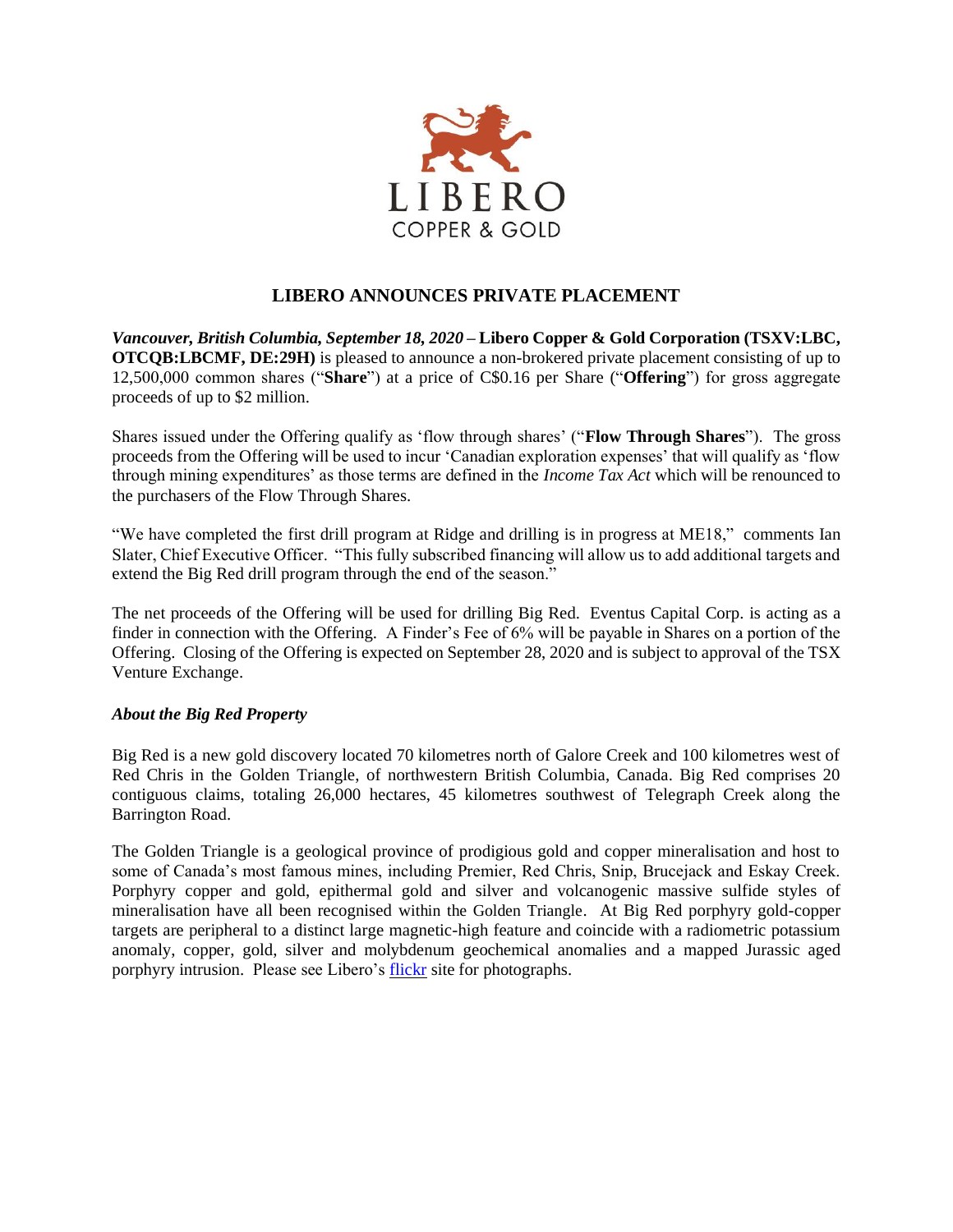# LIBERO ANNOUNCES PRIVATE PLACEMENT

***Vancouver, British Columbia, September 18, 2020*** **– Libero Copper & Gold Corporation (TSXV:LBC, OTCQB:LBCMF, DE:29H)** is pleased to announce a non-brokered private placement consisting of up to 12,500,000 common shares ("**Share**") at a price of C$0.16 per Share ("**Offering**") for gross aggregate proceeds of up to $2 million.

Shares issued under the Offering qualify as 'flow through shares' ("**Flow Through Shares**"). The gross proceeds from the Offering will be used to incur 'Canadian exploration expenses' that will qualify as 'flow through mining expenditures' as those terms are defined in the *Income Tax Act* which will be renounced to the purchasers of the Flow Through Shares.

"We have completed the first drill program at Ridge and drilling is in progress at ME18," comments Ian Slater, Chief Executive Officer. "This fully subscribed financing will allow us to add additional targets and extend the Big Red drill program through the end of the season."

The net proceeds of the Offering will be used for drilling Big Red. Eventus Capital Corp. is acting as a finder in connection with the Offering. A Finder's Fee of 6% will be payable in Shares on a portion of the Offering. Closing of the Offering is expected on September 28, 2020 and is subject to approval of the TSX Venture Exchange.

### *About the Big Red Property*

Big Red is a new gold discovery located 70 kilometres north of Galore Creek and 100 kilometres west of Red Chris in the Golden Triangle, of northwestern British Columbia, Canada. Big Red comprises 20 contiguous claims, totaling 26,000 hectares, 45 kilometres southwest of Telegraph Creek along the Barrington Road.

The Golden Triangle is a geological province of prodigious gold and copper mineralisation and host to some of Canada's most famous mines, including Premier, Red Chris, Snip, Brucejack and Eskay Creek. Porphyry copper and gold, epithermal gold and silver and volcanogenic massive sulfide styles of mineralisation have all been recognised within the Golden Triangle. At Big Red porphyry gold-copper targets are peripheral to a distinct large magnetic-high feature and coincide with a radiometric potassium anomaly, copper, gold, silver and molybdenum geochemical anomalies and a mapped Jurassic aged porphyry intrusion. Please see Libero's flickr site for photographs.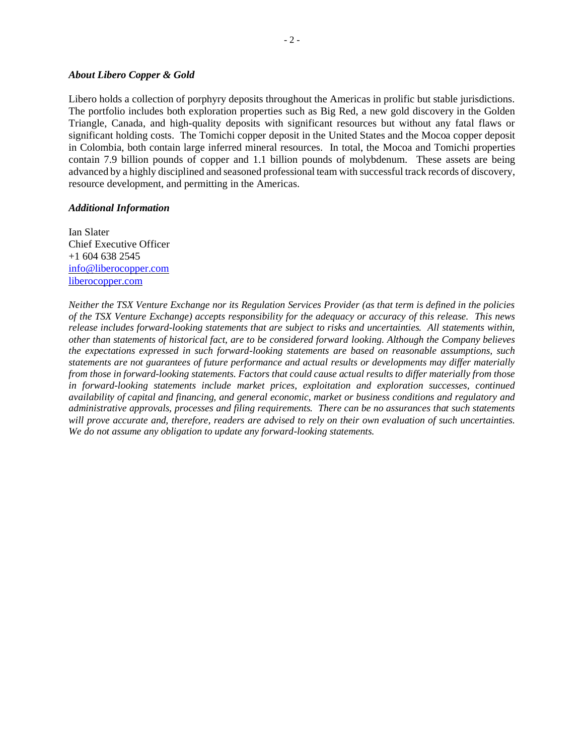### *About Libero Copper & Gold*

Libero holds a collection of porphyry deposits throughout the Americas in prolific but stable jurisdictions. The portfolio includes both exploration properties such as Big Red, a new gold discovery in the Golden Triangle, Canada, and high-quality deposits with significant resources but without any fatal flaws or significant holding costs. The Tomichi copper deposit in the United States and the Mocoa copper deposit in Colombia, both contain large inferred mineral resources. In total, the Mocoa and Tomichi properties contain 7.9 billion pounds of copper and 1.1 billion pounds of molybdenum. These assets are being advanced by a highly disciplined and seasoned professional team with successful track records of discovery, resource development, and permitting in the Americas.

### *Additional Information*

Ian Slater
Chief Executive Officer
+1 604 638 2545
info@liberocopper.com
liberocopper.com

*Neither the TSX Venture Exchange nor its Regulation Services Provider (as that term is defined in the policies of the TSX Venture Exchange) accepts responsibility for the adequacy or accuracy of this release. This news release includes forward-looking statements that are subject to risks and uncertainties. All statements within, other than statements of historical fact, are to be considered forward looking. Although the Company believes the expectations expressed in such forward-looking statements are based on reasonable assumptions, such statements are not guarantees of future performance and actual results or developments may differ materially from those in forward-looking statements. Factors that could cause actual results to differ materially from those in forward-looking statements include market prices, exploitation and exploration successes, continued availability of capital and financing, and general economic, market or business conditions and regulatory and administrative approvals, processes and filing requirements. There can be no assurances that such statements will prove accurate and, therefore, readers are advised to rely on their own evaluation of such uncertainties. We do not assume any obligation to update any forward-looking statements.*